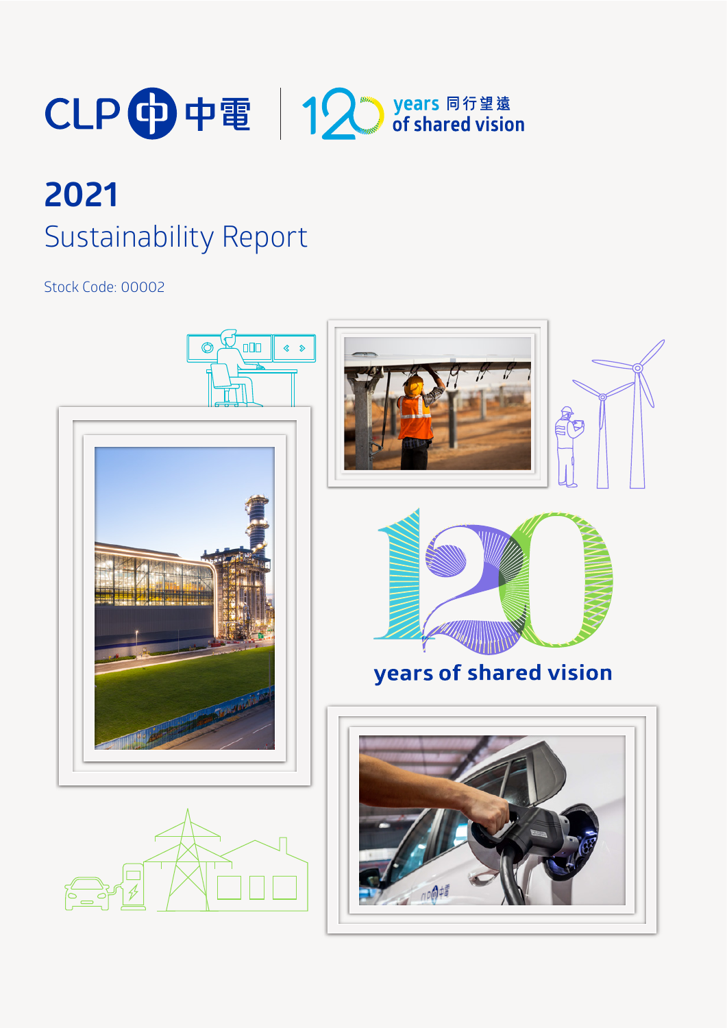CLP 中電 | 120 years 同行望遠 of shared vision

# 2021

## Sustainability Report

Stock Code: 00002

120 years of shared vision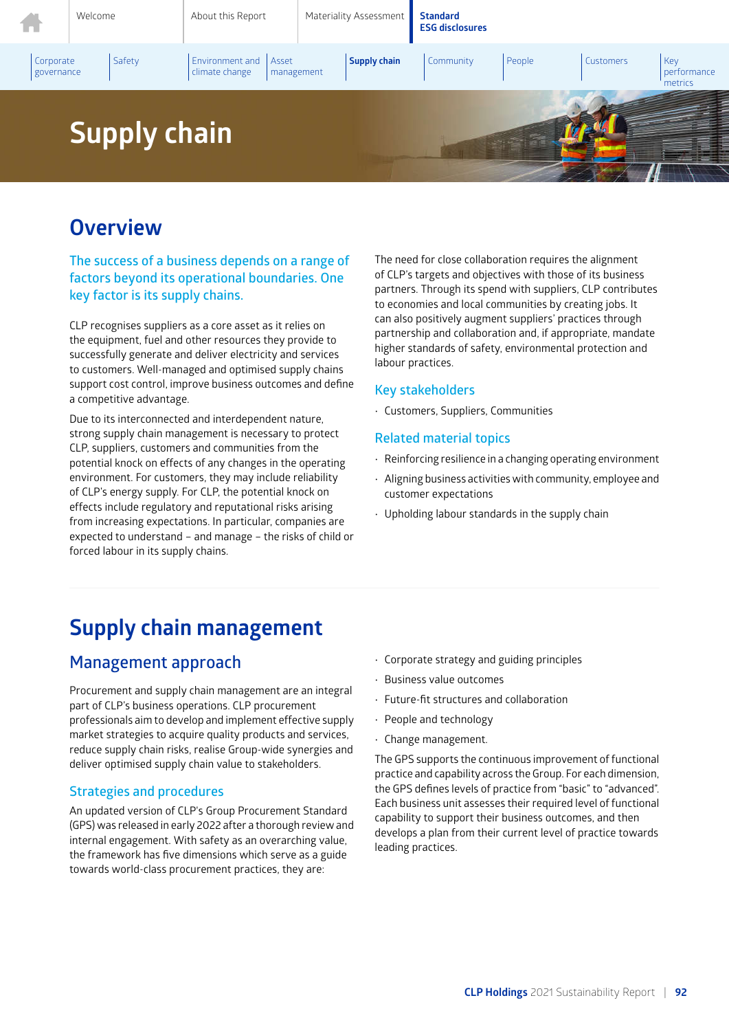# Supply chain

## Overview

The success of a business depends on a range of factors beyond its operational boundaries. One key factor is its supply chains.

CLP recognises suppliers as a core asset as it relies on the equipment, fuel and other resources they provide to successfully generate and deliver electricity and services to customers. Well-managed and optimised supply chains support cost control, improve business outcomes and define a competitive advantage.

Due to its interconnected and interdependent nature, strong supply chain management is necessary to protect CLP, suppliers, customers and communities from the potential knock on effects of any changes in the operating environment. For customers, they may include reliability of CLP's energy supply. For CLP, the potential knock on effects include regulatory and reputational risks arising from increasing expectations. In particular, companies are expected to understand – and manage – the risks of child or forced labour in its supply chains.

The need for close collaboration requires the alignment of CLP's targets and objectives with those of its business partners. Through its spend with suppliers, CLP contributes to economies and local communities by creating jobs. It can also positively augment suppliers' practices through partnership and collaboration and, if appropriate, mandate higher standards of safety, environmental protection and labour practices.

### Key stakeholders

- Customers, Suppliers, Communities

### Related material topics

- Reinforcing resilience in a changing operating environment
- Aligning business activities with community, employee and customer expectations
- Upholding labour standards in the supply chain

## Supply chain management

### Management approach

Procurement and supply chain management are an integral part of CLP's business operations. CLP procurement professionals aim to develop and implement effective supply market strategies to acquire quality products and services, reduce supply chain risks, realise Group-wide synergies and deliver optimised supply chain value to stakeholders.

#### Strategies and procedures

An updated version of CLP's Group Procurement Standard (GPS) was released in early 2022 after a thorough review and internal engagement. With safety as an overarching value, the framework has five dimensions which serve as a guide towards world-class procurement practices, they are:

- Corporate strategy and guiding principles
- Business value outcomes
- Future-fit structures and collaboration
- People and technology
- Change management.

The GPS supports the continuous improvement of functional practice and capability across the Group. For each dimension, the GPS defines levels of practice from "basic" to "advanced". Each business unit assesses their required level of functional capability to support their business outcomes, and then develops a plan from their current level of practice towards leading practices.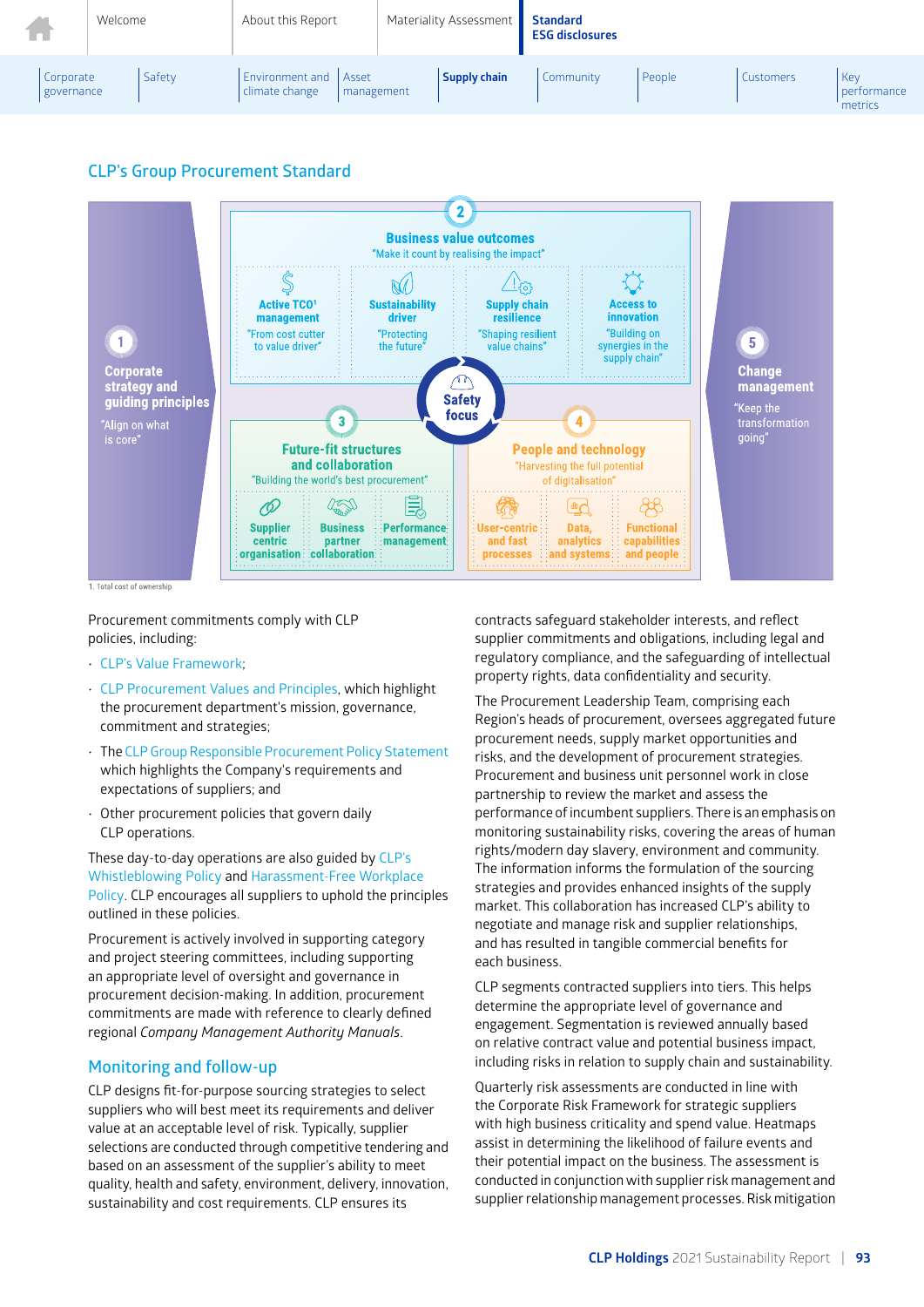## CLP's Group Procurement Standard

**1 Corporate strategy and guiding principles**
"Align on what is core"

**2 Business value outcomes**
"Make it count by realising the impact"

- **Active TCO[1] management** — "From cost cutter to value driver"
- **Sustainability driver** — "Protecting the future"
- **Supply chain resilience** — "Shaping resilient value chains"
- **Access to innovation** — "Building on synergies in the supply chain"

**Safety focus**

**3 Future-fit structures and collaboration**
"Building the world's best procurement"

- **Supplier centric organisation**
- **Business partner collaboration**
- **Performance management**

**4 People and technology**
"Harvesting the full potential of digitalisation"

- **User-centric and fast processes**
- **Data, analytics and systems**
- **Functional capabilities and people**

**5 Change management**
"Keep the transformation going"

1. Total cost of ownership

Procurement commitments comply with CLP policies, including:

- CLP's Value Framework;
- CLP Procurement Values and Principles, which highlight the procurement department's mission, governance, commitment and strategies;
- The CLP Group Responsible Procurement Policy Statement which highlights the Company's requirements and expectations of suppliers; and
- Other procurement policies that govern daily CLP operations.

These day-to-day operations are also guided by CLP's Whistleblowing Policy and Harassment-Free Workplace Policy. CLP encourages all suppliers to uphold the principles outlined in these policies.

Procurement is actively involved in supporting category and project steering committees, including supporting an appropriate level of oversight and governance in procurement decision-making. In addition, procurement commitments are made with reference to clearly defined regional *Company Management Authority Manuals*.

### Monitoring and follow-up

CLP designs fit-for-purpose sourcing strategies to select suppliers who will best meet its requirements and deliver value at an acceptable level of risk. Typically, supplier selections are conducted through competitive tendering and based on an assessment of the supplier's ability to meet quality, health and safety, environment, delivery, innovation, sustainability and cost requirements. CLP ensures its contracts safeguard stakeholder interests, and reflect supplier commitments and obligations, including legal and regulatory compliance, and the safeguarding of intellectual property rights, data confidentiality and security.

The Procurement Leadership Team, comprising each Region's heads of procurement, oversees aggregated future procurement needs, supply market opportunities and risks, and the development of procurement strategies. Procurement and business unit personnel work in close partnership to review the market and assess the performance of incumbent suppliers. There is an emphasis on monitoring sustainability risks, covering the areas of human rights/modern day slavery, environment and community. The information informs the formulation of the sourcing strategies and provides enhanced insights of the supply market. This collaboration has increased CLP's ability to negotiate and manage risk and supplier relationships, and has resulted in tangible commercial benefits for each business.

CLP segments contracted suppliers into tiers. This helps determine the appropriate level of governance and engagement. Segmentation is reviewed annually based on relative contract value and potential business impact, including risks in relation to supply chain and sustainability.

Quarterly risk assessments are conducted in line with the Corporate Risk Framework for strategic suppliers with high business criticality and spend value. Heatmaps assist in determining the likelihood of failure events and their potential impact on the business. The assessment is conducted in conjunction with supplier risk management and supplier relationship management processes. Risk mitigation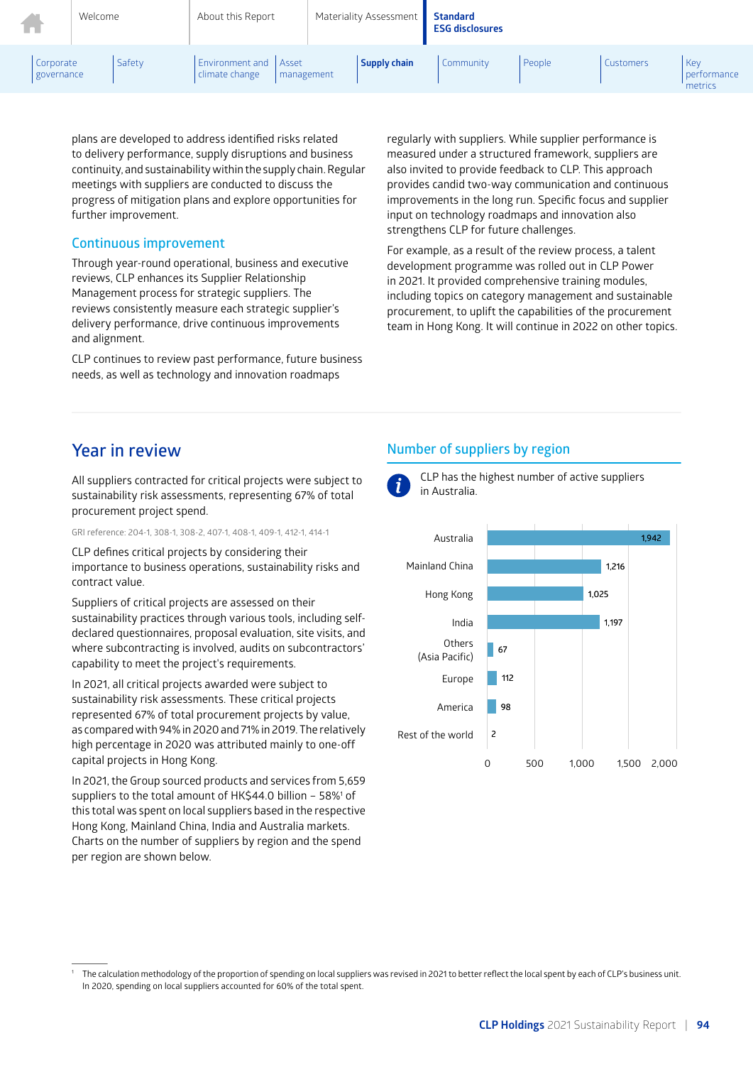plans are developed to address identified risks related to delivery performance, supply disruptions and business continuity, and sustainability within the supply chain. Regular meetings with suppliers are conducted to discuss the progress of mitigation plans and explore opportunities for further improvement.

### Continuous improvement

Through year-round operational, business and executive reviews, CLP enhances its Supplier Relationship Management process for strategic suppliers. The reviews consistently measure each strategic supplier's delivery performance, drive continuous improvements and alignment.

CLP continues to review past performance, future business needs, as well as technology and innovation roadmaps regularly with suppliers. While supplier performance is measured under a structured framework, suppliers are also invited to provide feedback to CLP. This approach provides candid two-way communication and continuous improvements in the long run. Specific focus and supplier input on technology roadmaps and innovation also strengthens CLP for future challenges.

For example, as a result of the review process, a talent development programme was rolled out in CLP Power in 2021. It provided comprehensive training modules, including topics on category management and sustainable procurement, to uplift the capabilities of the procurement team in Hong Kong. It will continue in 2022 on other topics.

## Year in review

All suppliers contracted for critical projects were subject to sustainability risk assessments, representing 67% of total procurement project spend.

GRI reference: 204-1, 308-1, 308-2, 407-1, 408-1, 409-1, 412-1, 414-1

CLP defines critical projects by considering their importance to business operations, sustainability risks and contract value.

Suppliers of critical projects are assessed on their sustainability practices through various tools, including self-declared questionnaires, proposal evaluation, site visits, and where subcontracting is involved, audits on subcontractors' capability to meet the project's requirements.

In 2021, all critical projects awarded were subject to sustainability risk assessments. These critical projects represented 67% of total procurement projects by value, as compared with 94% in 2020 and 71% in 2019. The relatively high percentage in 2020 was attributed mainly to one-off capital projects in Hong Kong.

In 2021, the Group sourced products and services from 5,659 suppliers to the total amount of HK$44.0 billion – 58%[1] of this total was spent on local suppliers based in the respective Hong Kong, Mainland China, India and Australia markets. Charts on the number of suppliers by region and the spend per region are shown below.

### Number of suppliers by region

CLP has the highest number of active suppliers in Australia.

| Region | Number of suppliers |
|---|---|
| Australia | 1,942 |
| Mainland China | 1,216 |
| Hong Kong | 1,025 |
| India | 1,197 |
| Others (Asia Pacific) | 67 |
| Europe | 112 |
| America | 98 |
| Rest of the world | 2 |

[1] The calculation methodology of the proportion of spending on local suppliers was revised in 2021 to better reflect the local spent by each of CLP's business unit. In 2020, spending on local suppliers accounted for 60% of the total spent.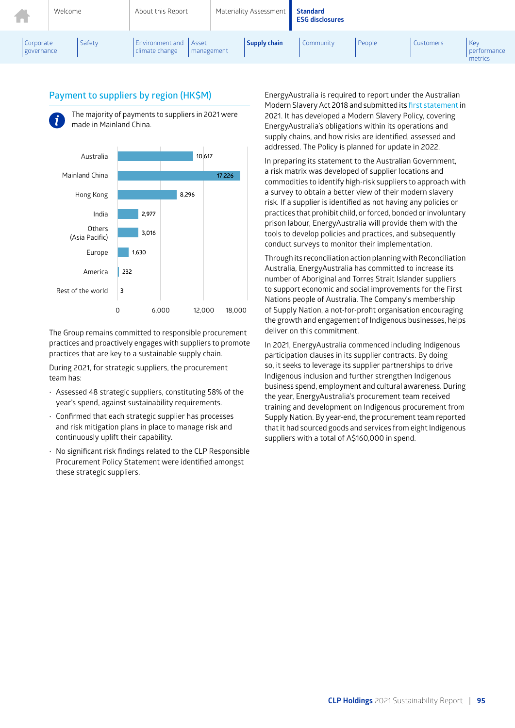## Payment to suppliers by region (HK$M)

The majority of payments to suppliers in 2021 were made in Mainland China.

| Region | HK$M |
|---|---|
| Australia | 10,617 |
| Mainland China | 17,226 |
| Hong Kong | 8,296 |
| India | 2,977 |
| Others (Asia Pacific) | 3,016 |
| Europe | 1,630 |
| America | 232 |
| Rest of the world | 3 |

The Group remains committed to responsible procurement practices and proactively engages with suppliers to promote practices that are key to a sustainable supply chain.

During 2021, for strategic suppliers, the procurement team has:

- Assessed 48 strategic suppliers, constituting 58% of the year's spend, against sustainability requirements.
- Confirmed that each strategic supplier has processes and risk mitigation plans in place to manage risk and continuously uplift their capability.
- No significant risk findings related to the CLP Responsible Procurement Policy Statement were identified amongst these strategic suppliers.

EnergyAustralia is required to report under the Australian Modern Slavery Act 2018 and submitted its first statement in 2021. It has developed a Modern Slavery Policy, covering EnergyAustralia's obligations within its operations and supply chains, and how risks are identified, assessed and addressed. The Policy is planned for update in 2022.

In preparing its statement to the Australian Government, a risk matrix was developed of supplier locations and commodities to identify high-risk suppliers to approach with a survey to obtain a better view of their modern slavery risk. If a supplier is identified as not having any policies or practices that prohibit child, or forced, bonded or involuntary prison labour, EnergyAustralia will provide them with the tools to develop policies and practices, and subsequently conduct surveys to monitor their implementation.

Through its reconciliation action planning with Reconciliation Australia, EnergyAustralia has committed to increase its number of Aboriginal and Torres Strait Islander suppliers to support economic and social improvements for the First Nations people of Australia. The Company's membership of Supply Nation, a not-for-profit organisation encouraging the growth and engagement of Indigenous businesses, helps deliver on this commitment.

In 2021, EnergyAustralia commenced including Indigenous participation clauses in its supplier contracts. By doing so, it seeks to leverage its supplier partnerships to drive Indigenous inclusion and further strengthen Indigenous business spend, employment and cultural awareness. During the year, EnergyAustralia's procurement team received training and development on Indigenous procurement from Supply Nation. By year-end, the procurement team reported that it had sourced goods and services from eight Indigenous suppliers with a total of A$160,000 in spend.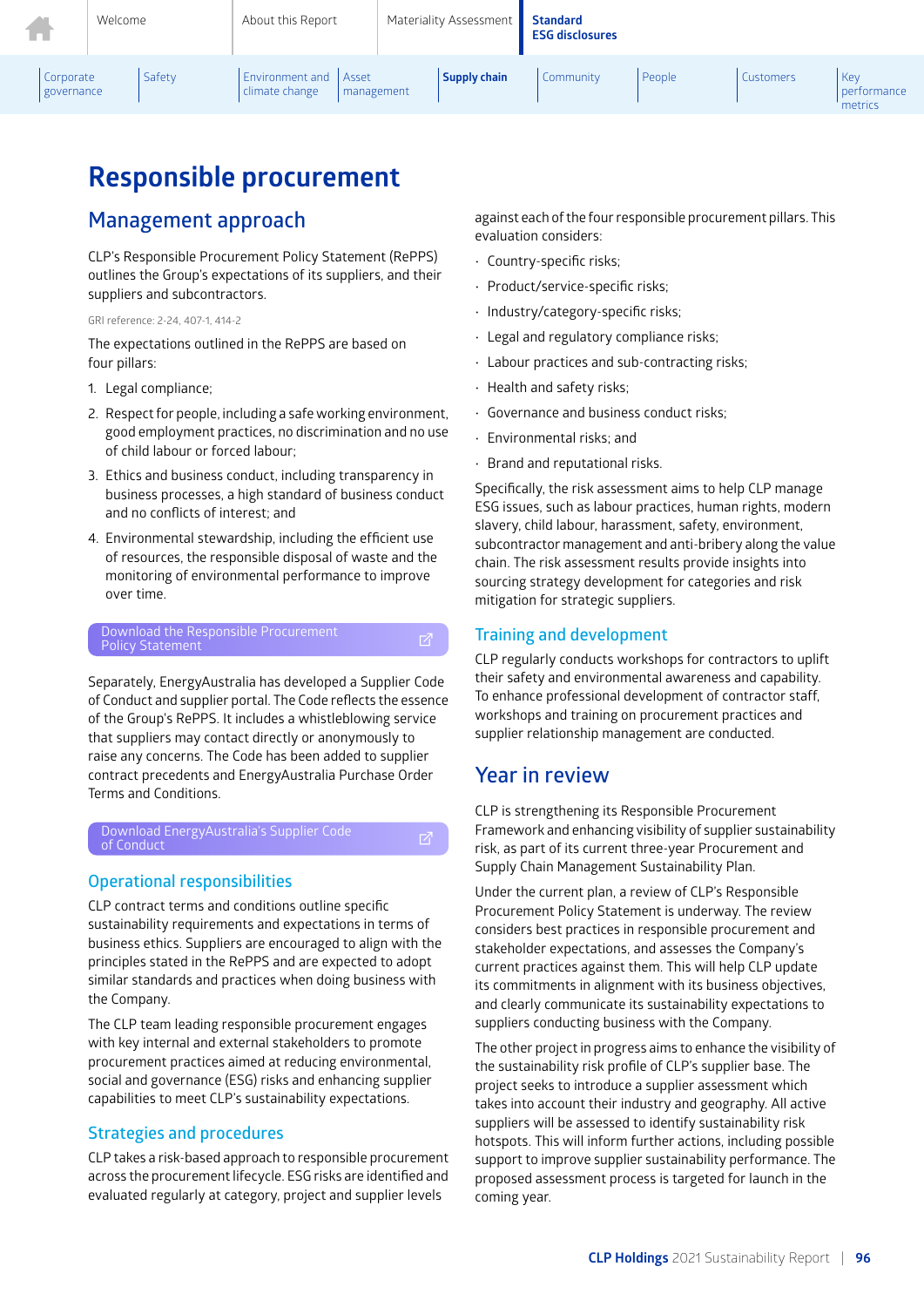# Responsible procurement

## Management approach

CLP's Responsible Procurement Policy Statement (RePPS) outlines the Group's expectations of its suppliers, and their suppliers and subcontractors.

GRI reference: 2-24, 407-1, 414-2

The expectations outlined in the RePPS are based on four pillars:

1. Legal compliance;
2. Respect for people, including a safe working environment, good employment practices, no discrimination and no use of child labour or forced labour;
3. Ethics and business conduct, including transparency in business processes, a high standard of business conduct and no conflicts of interest; and
4. Environmental stewardship, including the efficient use of resources, the responsible disposal of waste and the monitoring of environmental performance to improve over time.

Download the Responsible Procurement Policy Statement

Separately, EnergyAustralia has developed a Supplier Code of Conduct and supplier portal. The Code reflects the essence of the Group's RePPS. It includes a whistleblowing service that suppliers may contact directly or anonymously to raise any concerns. The Code has been added to supplier contract precedents and EnergyAustralia Purchase Order Terms and Conditions.

Download EnergyAustralia's Supplier Code of Conduct

### Operational responsibilities

CLP contract terms and conditions outline specific sustainability requirements and expectations in terms of business ethics. Suppliers are encouraged to align with the principles stated in the RePPS and are expected to adopt similar standards and practices when doing business with the Company.

The CLP team leading responsible procurement engages with key internal and external stakeholders to promote procurement practices aimed at reducing environmental, social and governance (ESG) risks and enhancing supplier capabilities to meet CLP's sustainability expectations.

### Strategies and procedures

CLP takes a risk-based approach to responsible procurement across the procurement lifecycle. ESG risks are identified and evaluated regularly at category, project and supplier levels against each of the four responsible procurement pillars. This evaluation considers:

- Country-specific risks;
- Product/service-specific risks;
- Industry/category-specific risks;
- Legal and regulatory compliance risks;
- Labour practices and sub-contracting risks;
- Health and safety risks;
- Governance and business conduct risks;
- Environmental risks; and
- Brand and reputational risks.

Specifically, the risk assessment aims to help CLP manage ESG issues, such as labour practices, human rights, modern slavery, child labour, harassment, safety, environment, subcontractor management and anti-bribery along the value chain. The risk assessment results provide insights into sourcing strategy development for categories and risk mitigation for strategic suppliers.

### Training and development

CLP regularly conducts workshops for contractors to uplift their safety and environmental awareness and capability. To enhance professional development of contractor staff, workshops and training on procurement practices and supplier relationship management are conducted.

## Year in review

CLP is strengthening its Responsible Procurement Framework and enhancing visibility of supplier sustainability risk, as part of its current three-year Procurement and Supply Chain Management Sustainability Plan.

Under the current plan, a review of CLP's Responsible Procurement Policy Statement is underway. The review considers best practices in responsible procurement and stakeholder expectations, and assesses the Company's current practices against them. This will help CLP update its commitments in alignment with its business objectives, and clearly communicate its sustainability expectations to suppliers conducting business with the Company.

The other project in progress aims to enhance the visibility of the sustainability risk profile of CLP's supplier base. The project seeks to introduce a supplier assessment which takes into account their industry and geography. All active suppliers will be assessed to identify sustainability risk hotspots. This will inform further actions, including possible support to improve supplier sustainability performance. The proposed assessment process is targeted for launch in the coming year.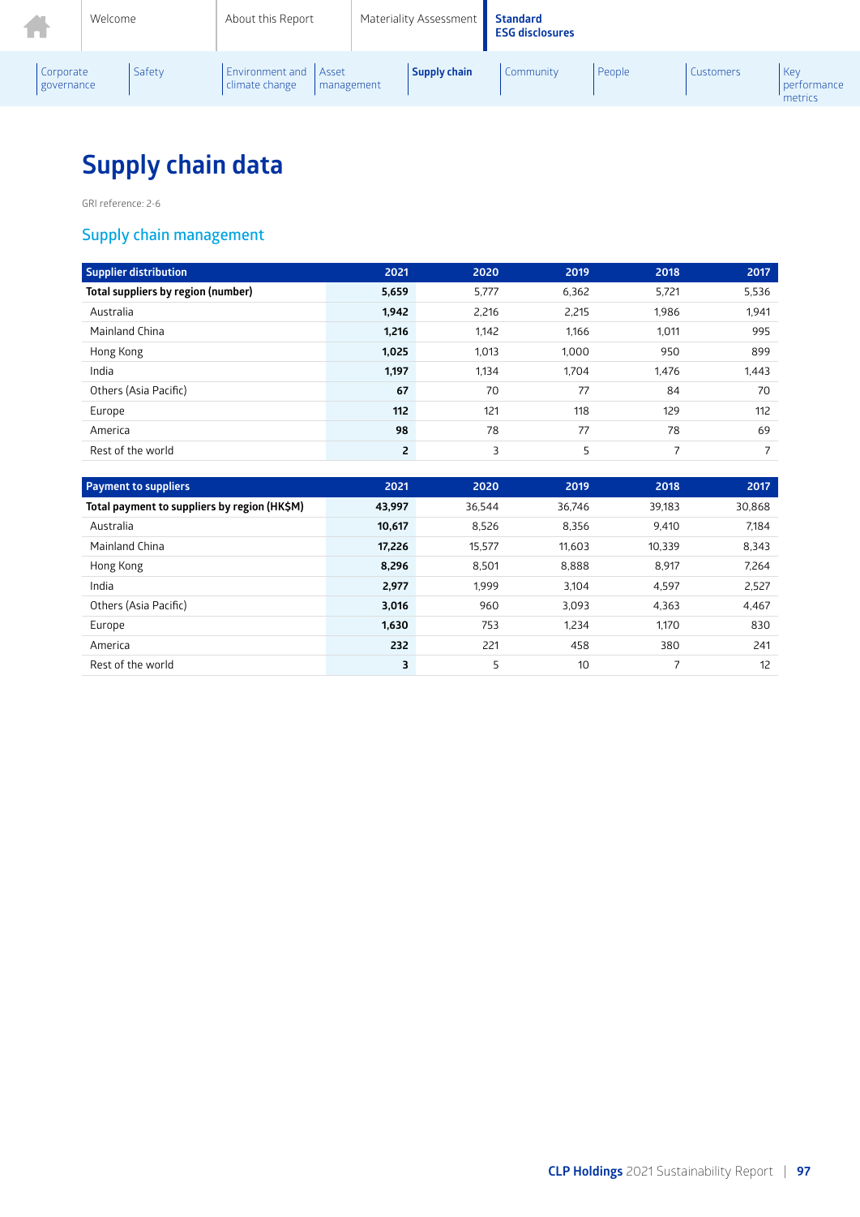# Supply chain data

GRI reference: 2-6

## Supply chain management

| Supplier distribution | 2021 | 2020 | 2019 | 2018 | 2017 |
|---|---|---|---|---|---|
| **Total suppliers by region (number)** | **5,659** | 5,777 | 6,362 | 5,721 | 5,536 |
| Australia | **1,942** | 2,216 | 2,215 | 1,986 | 1,941 |
| Mainland China | **1,216** | 1,142 | 1,166 | 1,011 | 995 |
| Hong Kong | **1,025** | 1,013 | 1,000 | 950 | 899 |
| India | **1,197** | 1,134 | 1,704 | 1,476 | 1,443 |
| Others (Asia Pacific) | **67** | 70 | 77 | 84 | 70 |
| Europe | **112** | 121 | 118 | 129 | 112 |
| America | **98** | 78 | 77 | 78 | 69 |
| Rest of the world | **2** | 3 | 5 | 7 | 7 |

| Payment to suppliers | 2021 | 2020 | 2019 | 2018 | 2017 |
|---|---|---|---|---|---|
| **Total payment to suppliers by region (HK$M)** | **43,997** | 36,544 | 36,746 | 39,183 | 30,868 |
| Australia | **10,617** | 8,526 | 8,356 | 9,410 | 7,184 |
| Mainland China | **17,226** | 15,577 | 11,603 | 10,339 | 8,343 |
| Hong Kong | **8,296** | 8,501 | 8,888 | 8,917 | 7,264 |
| India | **2,977** | 1,999 | 3,104 | 4,597 | 2,527 |
| Others (Asia Pacific) | **3,016** | 960 | 3,093 | 4,363 | 4,467 |
| Europe | **1,630** | 753 | 1,234 | 1,170 | 830 |
| America | **232** | 221 | 458 | 380 | 241 |
| Rest of the world | **3** | 5 | 10 | 7 | 12 |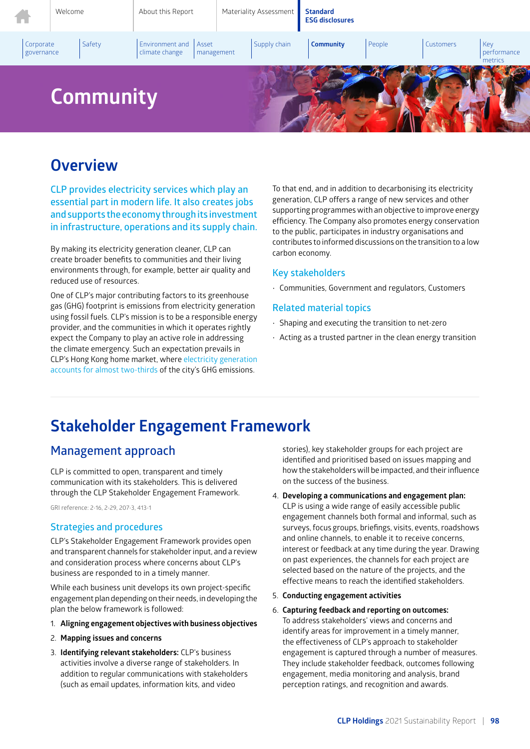# Community

## Overview

CLP provides electricity services which play an essential part in modern life. It also creates jobs and supports the economy through its investment in infrastructure, operations and its supply chain.

By making its electricity generation cleaner, CLP can create broader benefits to communities and their living environments through, for example, better air quality and reduced use of resources.

One of CLP's major contributing factors to its greenhouse gas (GHG) footprint is emissions from electricity generation using fossil fuels. CLP's mission is to be a responsible energy provider, and the communities in which it operates rightly expect the Company to play an active role in addressing the climate emergency. Such an expectation prevails in CLP's Hong Kong home market, where electricity generation accounts for almost two-thirds of the city's GHG emissions.

To that end, and in addition to decarbonising its electricity generation, CLP offers a range of new services and other supporting programmes with an objective to improve energy efficiency. The Company also promotes energy conservation to the public, participates in industry organisations and contributes to informed discussions on the transition to a low carbon economy.

### Key stakeholders

- Communities, Government and regulators, Customers

### Related material topics

- Shaping and executing the transition to net-zero
- Acting as a trusted partner in the clean energy transition

## Stakeholder Engagement Framework

### Management approach

CLP is committed to open, transparent and timely communication with its stakeholders. This is delivered through the CLP Stakeholder Engagement Framework.

GRI reference: 2-16, 2-29, 207-3, 413-1

### Strategies and procedures

CLP's Stakeholder Engagement Framework provides open and transparent channels for stakeholder input, and a review and consideration process where concerns about CLP's business are responded to in a timely manner.

While each business unit develops its own project-specific engagement plan depending on their needs, in developing the plan the below framework is followed:

1. **Aligning engagement objectives with business objectives**
2. **Mapping issues and concerns**
3. **Identifying relevant stakeholders:** CLP's business activities involve a diverse range of stakeholders. In addition to regular communications with stakeholders (such as email updates, information kits, and video stories), key stakeholder groups for each project are identified and prioritised based on issues mapping and how the stakeholders will be impacted, and their influence on the success of the business.
4. **Developing a communications and engagement plan:** CLP is using a wide range of easily accessible public engagement channels both formal and informal, such as surveys, focus groups, briefings, visits, events, roadshows and online channels, to enable it to receive concerns, interest or feedback at any time during the year. Drawing on past experiences, the channels for each project are selected based on the nature of the projects, and the effective means to reach the identified stakeholders.
5. **Conducting engagement activities**
6. **Capturing feedback and reporting on outcomes:** To address stakeholders' views and concerns and identify areas for improvement in a timely manner, the effectiveness of CLP's approach to stakeholder engagement is captured through a number of measures. They include stakeholder feedback, outcomes following engagement, media monitoring and analysis, brand perception ratings, and recognition and awards.